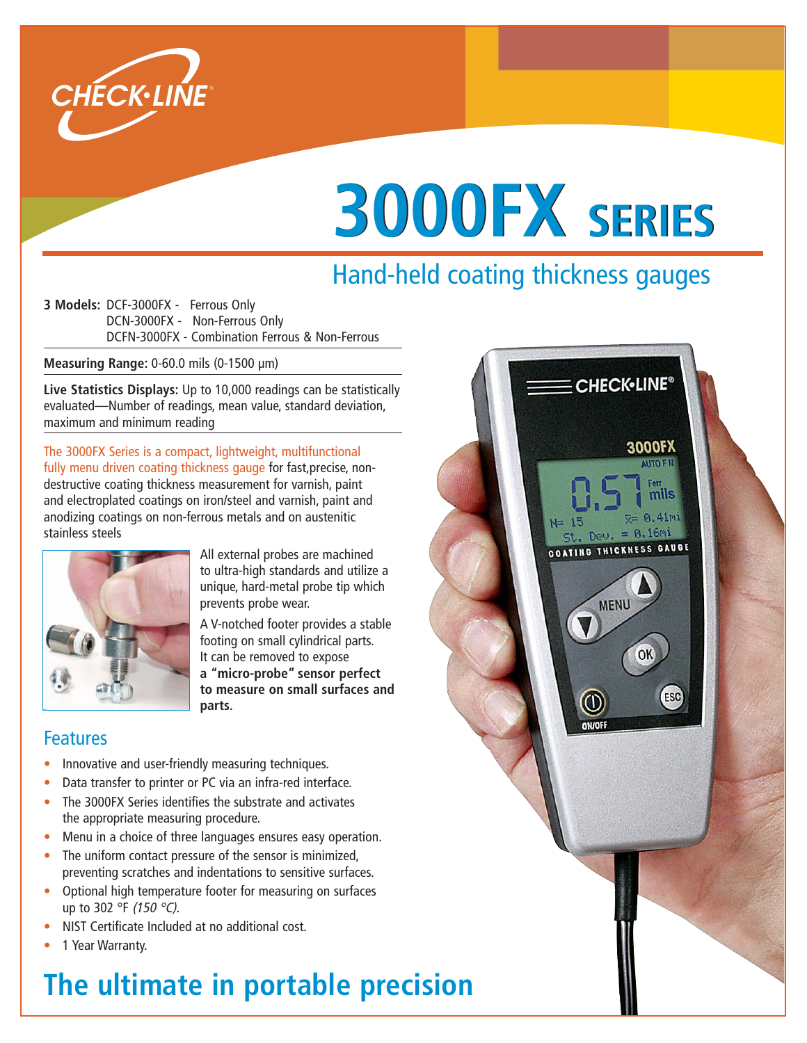CHECK·LINE®

# 3000FX SERIES

## Hand-held coating thickness gauges

**3 Models:** DCF-3000FX - Ferrous Only
DCN-3000FX - Non-Ferrous Only
DCFN-3000FX - Combination Ferrous & Non-Ferrous

**Measuring Range:** 0-60.0 mils (0-1500 µm)

**Live Statistics Displays:** Up to 10,000 readings can be statistically evaluated—Number of readings, mean value, standard deviation, maximum and minimum reading

The 3000FX Series is a compact, lightweight, multifunctional fully menu driven coating thickness gauge for fast,precise, non-destructive coating thickness measurement for varnish, paint and electroplated coatings on iron/steel and varnish, paint and anodizing coatings on non-ferrous metals and on austenitic stainless steels

All external probes are machined to ultra-high standards and utilize a unique, hard-metal probe tip which prevents probe wear.

A V-notched footer provides a stable footing on small cylindrical parts. It can be removed to expose **a "micro-probe" sensor perfect to measure on small surfaces and parts.**

## Features

- Innovative and user-friendly measuring techniques.
- Data transfer to printer or PC via an infra-red interface.
- The 3000FX Series identifies the substrate and activates the appropriate measuring procedure.
- Menu in a choice of three languages ensures easy operation.
- The uniform contact pressure of the sensor is minimized, preventing scratches and indentations to sensitive surfaces.
- Optional high temperature footer for measuring on surfaces up to 302 °F *(150 °C).*
- NIST Certificate Included at no additional cost.
- 1 Year Warranty.

# The ultimate in portable precision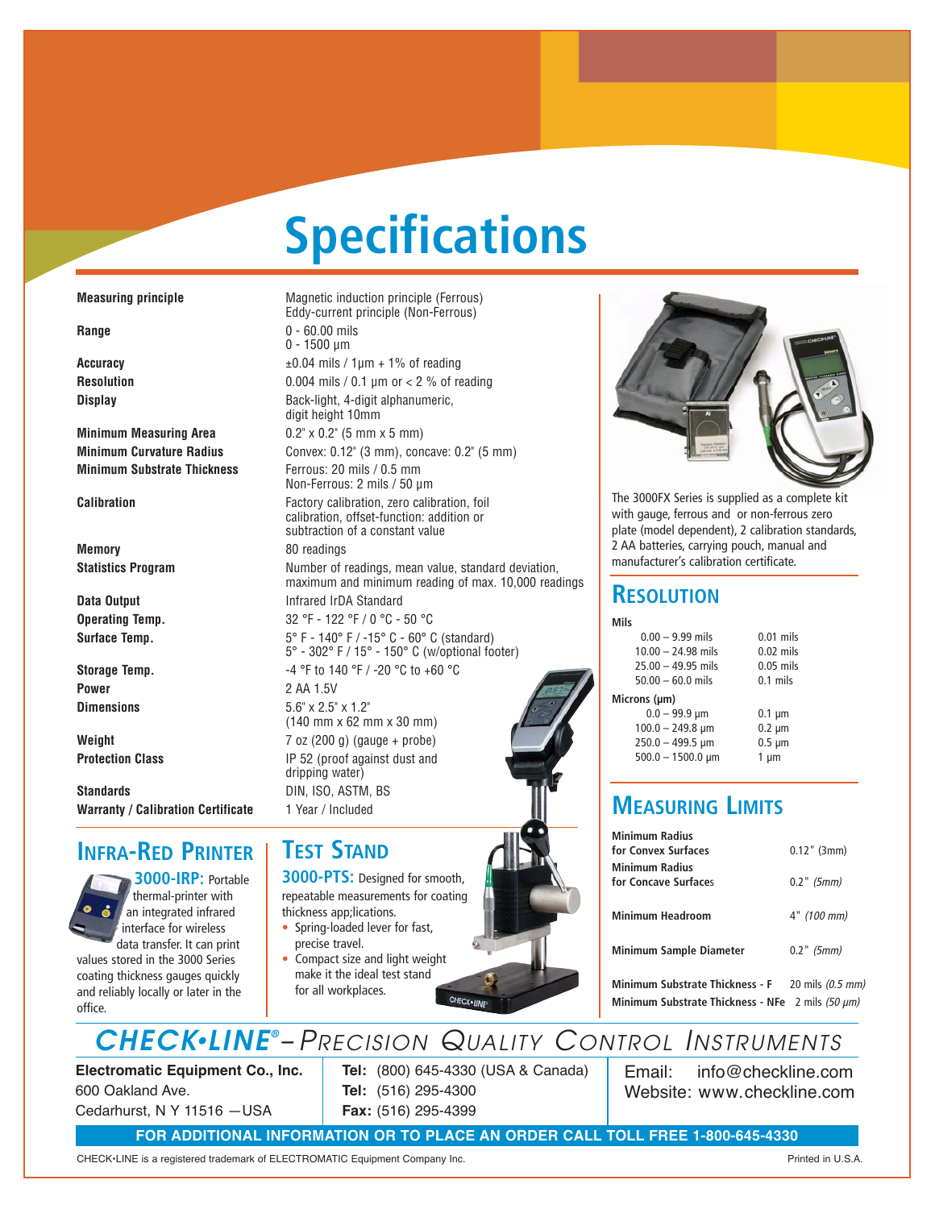# Specifications

| | |
|---|---|
| **Measuring principle** | Magnetic induction principle (Ferrous)<br>Eddy-current principle (Non-Ferrous) |
| **Range** | 0 - 60.00 mils<br>0 - 1500 µm |
| **Accuracy** | ±0.04 mils / 1µm + 1% of reading |
| **Resolution** | 0.004 mils / 0.1 µm or < 2 % of reading |
| **Display** | Back-light, 4-digit alphanumeric,<br>digit height 10mm |
| **Minimum Measuring Area** | 0.2" x 0.2" (5 mm x 5 mm) |
| **Minimum Curvature Radius** | Convex: 0.12" (3 mm), concave: 0.2" (5 mm) |
| **Minimum Substrate Thickness** | Ferrous: 20 mils / 0.5 mm<br>Non-Ferrous: 2 mils / 50 µm |
| **Calibration** | Factory calibration, zero calibration, foil calibration, offset-function: addition or subtraction of a constant value |
| **Memory** | 80 readings |
| **Statistics Program** | Number of readings, mean value, standard deviation, maximum and minimum reading of max. 10,000 readings |
| **Data Output** | Infrared IrDA Standard |
| **Operating Temp.** | 32 °F - 122 °F / 0 °C - 50 °C |
| **Surface Temp.** | 5° F - 140° F / -15° C - 60° C (standard)<br>5° - 302° F / 15° - 150° C (w/optional footer) |
| **Storage Temp.** | -4 °F to 140 °F / -20 °C to +60 °C |
| **Power** | 2 AA 1.5V |
| **Dimensions** | 5.6" x 2.5" x 1.2"<br>(140 mm x 62 mm x 30 mm) |
| **Weight** | 7 oz (200 g) (gauge + probe) |
| **Protection Class** | IP 52 (proof against dust and dripping water) |
| **Standards** | DIN, ISO, ASTM, BS |
| **Warranty / Calibration Certificate** | 1 Year / Included |

The 3000FX Series is supplied as a complete kit with gauge, ferrous and or non-ferrous zero plate (model dependent), 2 calibration standards, 2 AA batteries, carrying pouch, manual and manufacturer's calibration certificate.

## Resolution

| | |
|---|---|
| **Mils** | |
| 0.00 – 9.99 mils | 0.01 mils |
| 10.00 – 24.98 mils | 0.02 mils |
| 25.00 – 49.95 mils | 0.05 mils |
| 50.00 – 60.0 mils | 0.1 mils |
| **Microns (µm)** | |
| 0.0 – 99.9 µm | 0.1 µm |
| 100.0 – 249.8 µm | 0.2 µm |
| 250.0 – 499.5 µm | 0.5 µm |
| 500.0 – 1500.0 µm | 1 µm |

## Measuring Limits

| | |
|---|---|
| **Minimum Radius for Convex Surfaces** | 0.12" (3mm) |
| **Minimum Radius for Concave Surfaces** | 0.2" *(5mm)* |
| **Minimum Headroom** | 4" *(100 mm)* |
| **Minimum Sample Diameter** | 0.2" *(5mm)* |
| **Minimum Substrate Thickness - F** | 20 mils *(0.5 mm)* |
| **Minimum Substrate Thickness - NFe** | 2 mils *(50 µm)* |

## Infra-Red Printer

**3000-IRP:** Portable thermal-printer with an integrated infrared interface for wireless data transfer. It can print values stored in the 3000 Series coating thickness gauges quickly and reliably locally or later in the office.

## Test Stand

**3000-PTS:** Designed for smooth, repeatable measurements for coating thickness app;lications.

- Spring-loaded lever for fast, precise travel.
- Compact size and light weight make it the ideal test stand for all workplaces.

## CHECK•LINE® – Precision Quality Control Instruments

**Electromatic Equipment Co., Inc.**
600 Oakland Ave.
Cedarhurst, N Y 11516 —USA

**Tel:** (800) 645-4330 (USA & Canada)
**Tel:** (516) 295-4300
**Fax:** (516) 295-4399

Email: info@checkline.com
Website: www.checkline.com

**FOR ADDITIONAL INFORMATION OR TO PLACE AN ORDER CALL TOLL FREE 1-800-645-4330**

CHECK•LINE is a registered trademark of ELECTROMATIC Equipment Company Inc.

Printed in U.S.A.